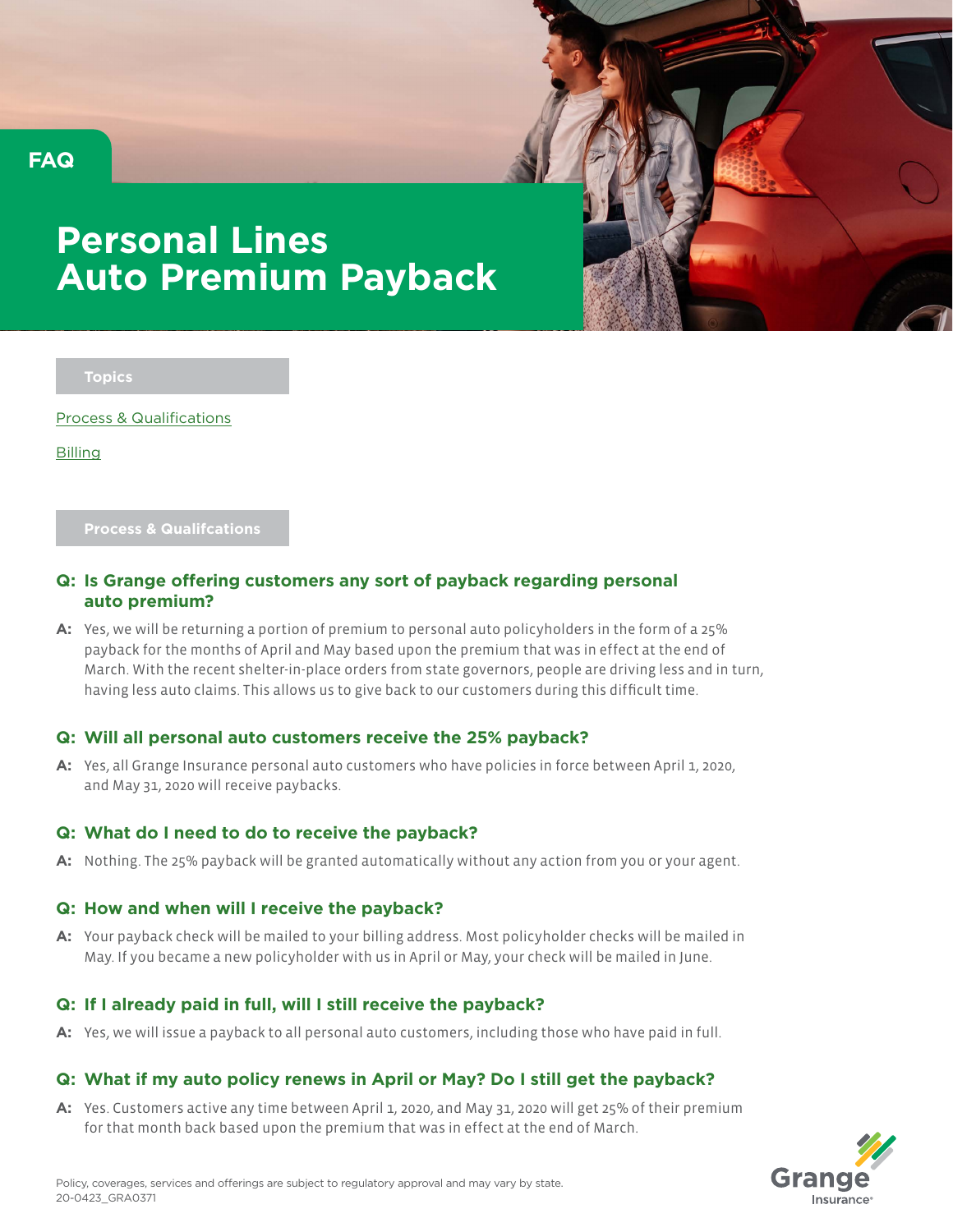FAQ

# Personal Lines Auto Premium Payback

## Topics

Process & Qualifications

Billing

## Process & Qualifcations

**Q: Is Grange offering customers any sort of payback regarding personal auto premium?**

**A:** Yes, we will be returning a portion of premium to personal auto policyholders in the form of a 25% payback for the months of April and May based upon the premium that was in effect at the end of March. With the recent shelter-in-place orders from state governors, people are driving less and in turn, having less auto claims. This allows us to give back to our customers during this difficult time.

**Q: Will all personal auto customers receive the 25% payback?**

**A:** Yes, all Grange Insurance personal auto customers who have policies in force between April 1, 2020, and May 31, 2020 will receive paybacks.

**Q: What do I need to do to receive the payback?**

**A:** Nothing. The 25% payback will be granted automatically without any action from you or your agent.

**Q: How and when will I receive the payback?**

**A:** Your payback check will be mailed to your billing address. Most policyholder checks will be mailed in May. If you became a new policyholder with us in April or May, your check will be mailed in June.

**Q: If I already paid in full, will I still receive the payback?**

**A:** Yes, we will issue a payback to all personal auto customers, including those who have paid in full.

**Q: What if my auto policy renews in April or May? Do I still get the payback?**

**A:** Yes. Customers active any time between April 1, 2020, and May 31, 2020 will get 25% of their premium for that month back based upon the premium that was in effect at the end of March.

Policy, coverages, services and offerings are subject to regulatory approval and may vary by state.
20-0423_GRA0371

Grange Insurance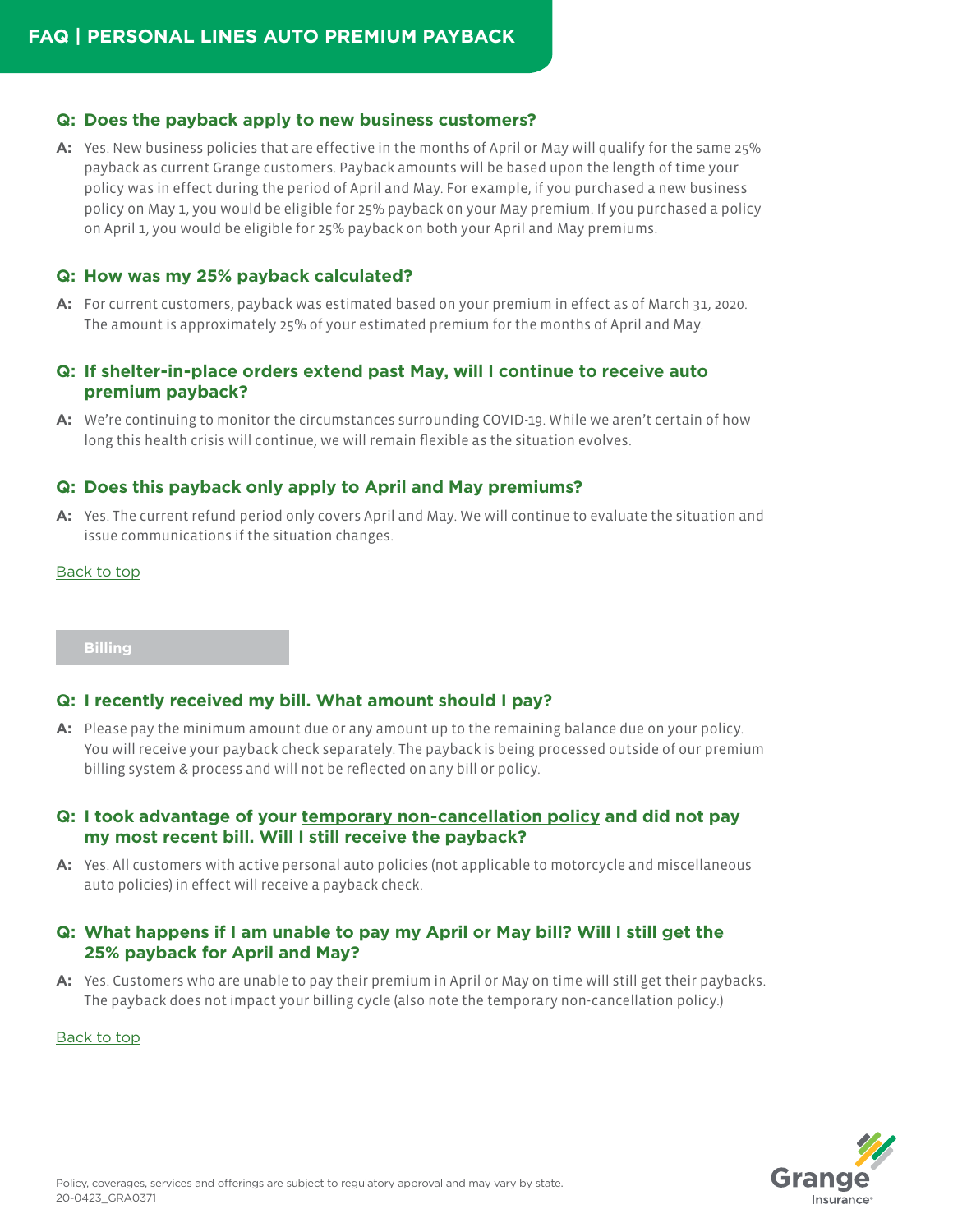# FAQ | PERSONAL LINES AUTO PREMIUM PAYBACK

**Q: Does the payback apply to new business customers?**

**A:** Yes. New business policies that are effective in the months of April or May will qualify for the same 25% payback as current Grange customers. Payback amounts will be based upon the length of time your policy was in effect during the period of April and May. For example, if you purchased a new business policy on May 1, you would be eligible for 25% payback on your May premium. If you purchased a policy on April 1, you would be eligible for 25% payback on both your April and May premiums.

**Q: How was my 25% payback calculated?**

**A:** For current customers, payback was estimated based on your premium in effect as of March 31, 2020. The amount is approximately 25% of your estimated premium for the months of April and May.

**Q: If shelter-in-place orders extend past May, will I continue to receive auto premium payback?**

**A:** We're continuing to monitor the circumstances surrounding COVID-19. While we aren't certain of how long this health crisis will continue, we will remain flexible as the situation evolves.

**Q: Does this payback only apply to April and May premiums?**

**A:** Yes. The current refund period only covers April and May. We will continue to evaluate the situation and issue communications if the situation changes.

Back to top

## Billing

**Q: I recently received my bill. What amount should I pay?**

**A:** Please pay the minimum amount due or any amount up to the remaining balance due on your policy. You will receive your payback check separately. The payback is being processed outside of our premium billing system & process and will not be reflected on any bill or policy.

**Q: I took advantage of your temporary non-cancellation policy and did not pay my most recent bill. Will I still receive the payback?**

**A:** Yes. All customers with active personal auto policies (not applicable to motorcycle and miscellaneous auto policies) in effect will receive a payback check.

**Q: What happens if I am unable to pay my April or May bill? Will I still get the 25% payback for April and May?**

**A:** Yes. Customers who are unable to pay their premium in April or May on time will still get their paybacks. The payback does not impact your billing cycle (also note the temporary non-cancellation policy.)

Back to top

Policy, coverages, services and offerings are subject to regulatory approval and may vary by state.
20-0423_GRA0371

Grange Insurance®